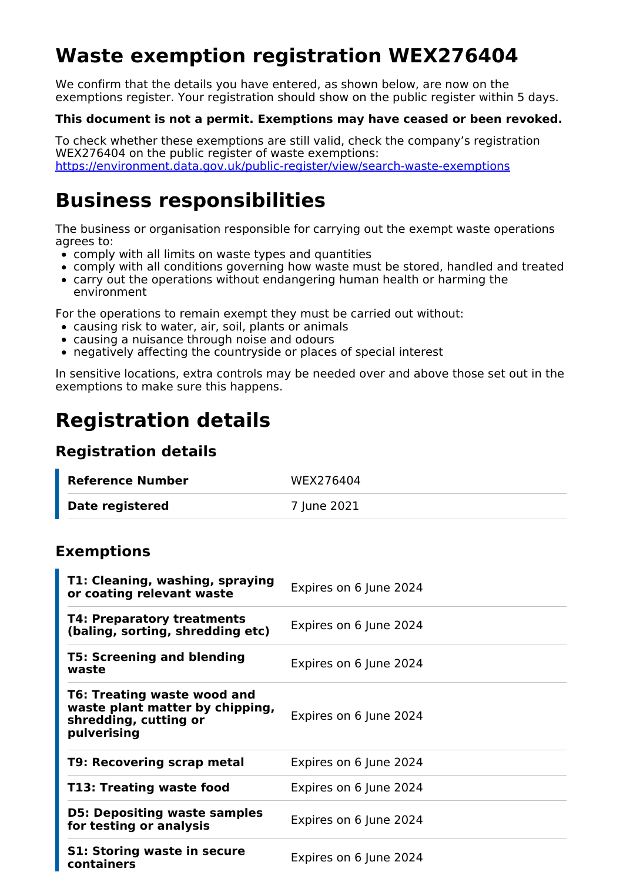# Waste exemption registration WEX276404

We confirm that the details you have entered, as shown below, are now on the exemptions register. Your registration should show on the public register within 5 days.

**This document is not a permit. Exemptions may have ceased or been revoked.**

To check whether these exemptions are still valid, check the company's registration WEX276404 on the public register of waste exemptions:
https://environment.data.gov.uk/public-register/view/search-waste-exemptions

# Business responsibilities

The business or organisation responsible for carrying out the exempt waste operations agrees to:

- comply with all limits on waste types and quantities
- comply with all conditions governing how waste must be stored, handled and treated
- carry out the operations without endangering human health or harming the environment

For the operations to remain exempt they must be carried out without:

- causing risk to water, air, soil, plants or animals
- causing a nuisance through noise and odours
- negatively affecting the countryside or places of special interest

In sensitive locations, extra controls may be needed over and above those set out in the exemptions to make sure this happens.

# Registration details

## Registration details

| | |
|---|---|
| **Reference Number** | WEX276404 |
| **Date registered** | 7 June 2021 |

## Exemptions

| | |
|---|---|
| **T1: Cleaning, washing, spraying or coating relevant waste** | Expires on 6 June 2024 |
| **T4: Preparatory treatments (baling, sorting, shredding etc)** | Expires on 6 June 2024 |
| **T5: Screening and blending waste** | Expires on 6 June 2024 |
| **T6: Treating waste wood and waste plant matter by chipping, shredding, cutting or pulverising** | Expires on 6 June 2024 |
| **T9: Recovering scrap metal** | Expires on 6 June 2024 |
| **T13: Treating waste food** | Expires on 6 June 2024 |
| **D5: Depositing waste samples for testing or analysis** | Expires on 6 June 2024 |
| **S1: Storing waste in secure containers** | Expires on 6 June 2024 |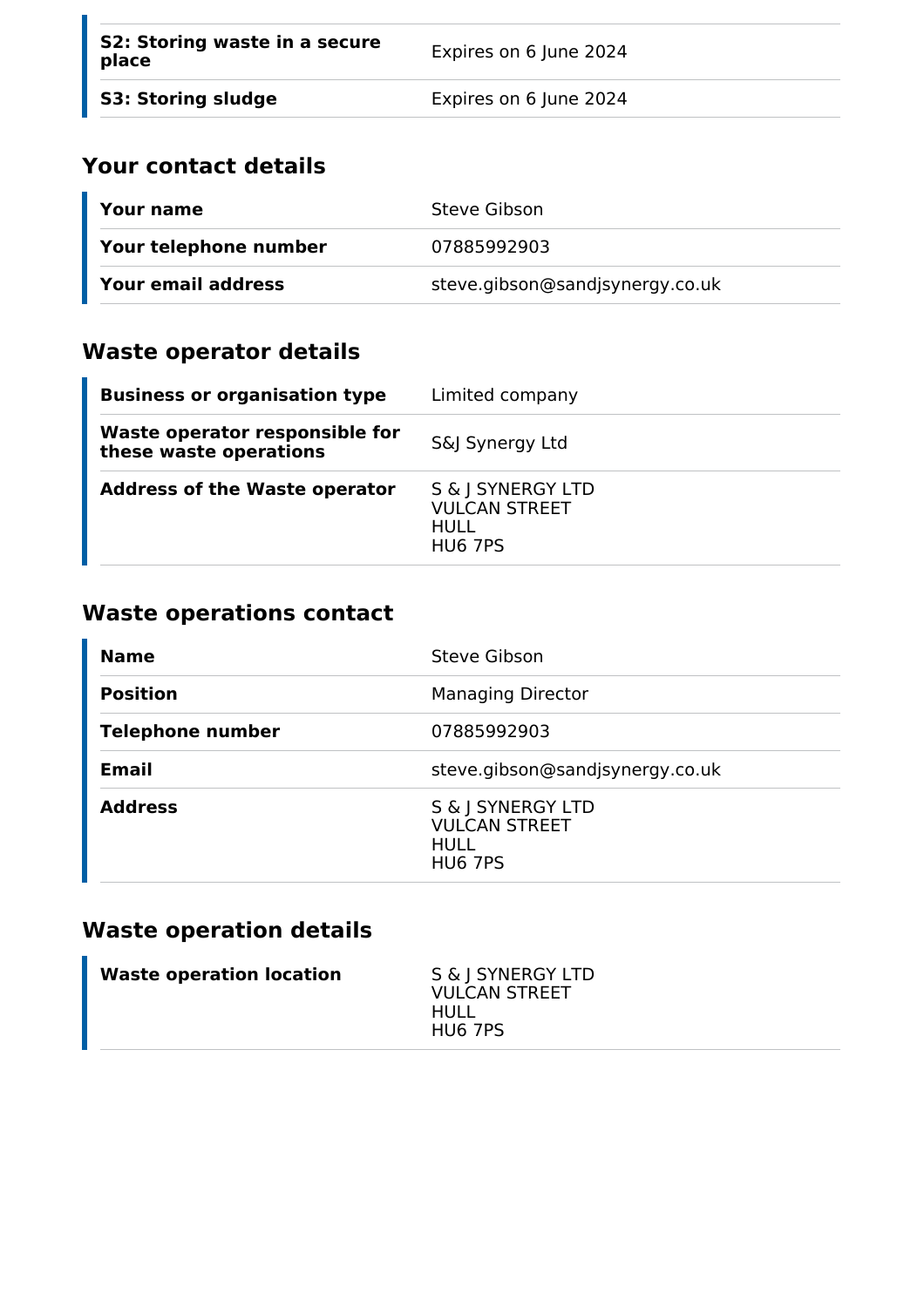| | |
|---|---|
| **S2: Storing waste in a secure place** | Expires on 6 June 2024 |
| **S3: Storing sludge** | Expires on 6 June 2024 |

## Your contact details

| | |
|---|---|
| **Your name** | Steve Gibson |
| **Your telephone number** | 07885992903 |
| **Your email address** | steve.gibson@sandjsynergy.co.uk |

## Waste operator details

| | |
|---|---|
| **Business or organisation type** | Limited company |
| **Waste operator responsible for these waste operations** | S&J Synergy Ltd |
| **Address of the Waste operator** | S & J SYNERGY LTD<br>VULCAN STREET<br>HULL<br>HU6 7PS |

## Waste operations contact

| | |
|---|---|
| **Name** | Steve Gibson |
| **Position** | Managing Director |
| **Telephone number** | 07885992903 |
| **Email** | steve.gibson@sandjsynergy.co.uk |
| **Address** | S & J SYNERGY LTD<br>VULCAN STREET<br>HULL<br>HU6 7PS |

## Waste operation details

| | |
|---|---|
| **Waste operation location** | S & J SYNERGY LTD<br>VULCAN STREET<br>HULL<br>HU6 7PS |